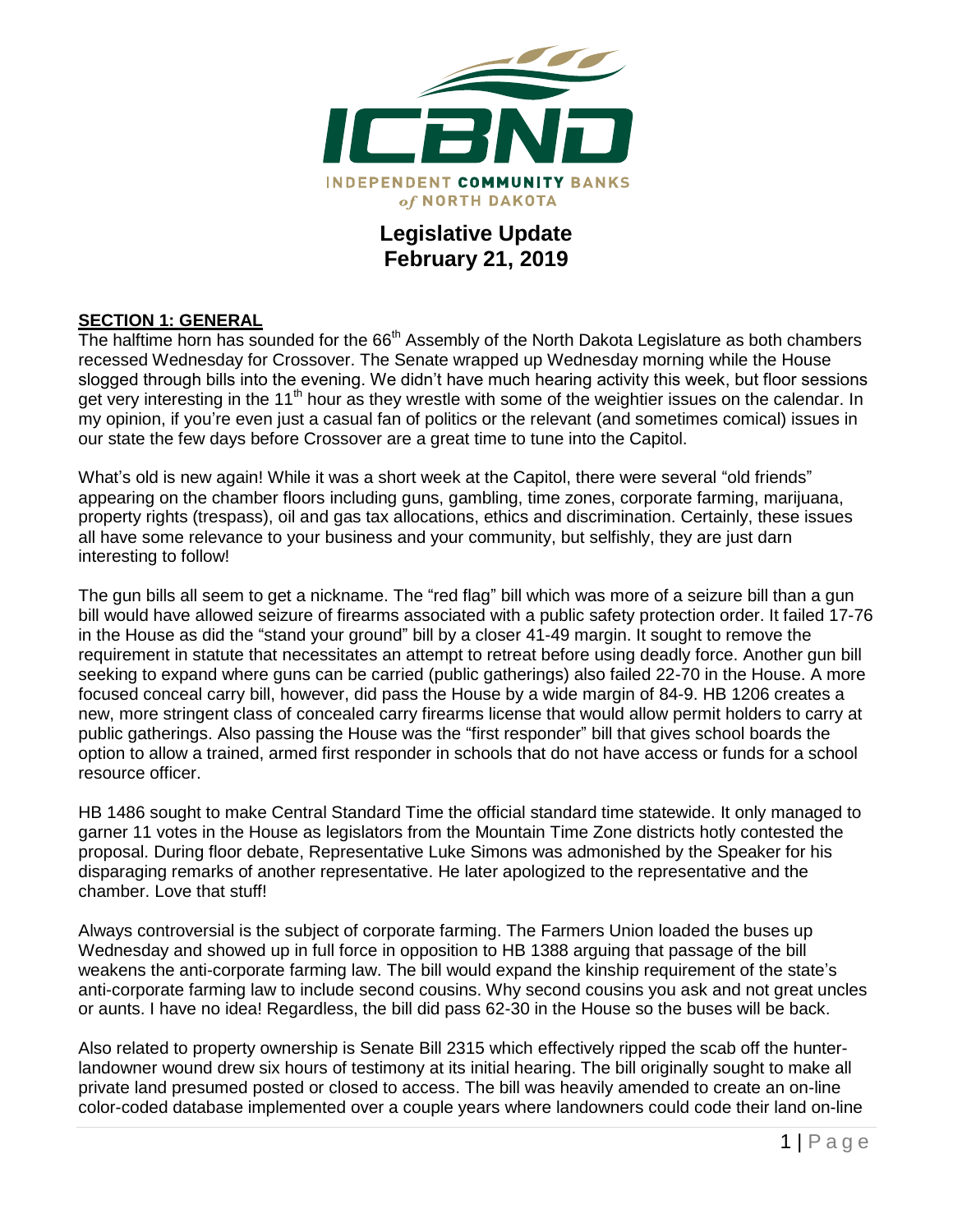ICBND

INDEPENDENT COMMUNITY BANKS of NORTH DAKOTA

# Legislative Update
# February 21, 2019

## SECTION 1: GENERAL

The halftime horn has sounded for the 66th Assembly of the North Dakota Legislature as both chambers recessed Wednesday for Crossover. The Senate wrapped up Wednesday morning while the House slogged through bills into the evening. We didn't have much hearing activity this week, but floor sessions get very interesting in the 11th hour as they wrestle with some of the weightier issues on the calendar. In my opinion, if you're even just a casual fan of politics or the relevant (and sometimes comical) issues in our state the few days before Crossover are a great time to tune into the Capitol.

What's old is new again! While it was a short week at the Capitol, there were several "old friends" appearing on the chamber floors including guns, gambling, time zones, corporate farming, marijuana, property rights (trespass), oil and gas tax allocations, ethics and discrimination. Certainly, these issues all have some relevance to your business and your community, but selfishly, they are just darn interesting to follow!

The gun bills all seem to get a nickname. The "red flag" bill which was more of a seizure bill than a gun bill would have allowed seizure of firearms associated with a public safety protection order. It failed 17-76 in the House as did the "stand your ground" bill by a closer 41-49 margin. It sought to remove the requirement in statute that necessitates an attempt to retreat before using deadly force. Another gun bill seeking to expand where guns can be carried (public gatherings) also failed 22-70 in the House. A more focused conceal carry bill, however, did pass the House by a wide margin of 84-9. HB 1206 creates a new, more stringent class of concealed carry firearms license that would allow permit holders to carry at public gatherings. Also passing the House was the "first responder" bill that gives school boards the option to allow a trained, armed first responder in schools that do not have access or funds for a school resource officer.

HB 1486 sought to make Central Standard Time the official standard time statewide. It only managed to garner 11 votes in the House as legislators from the Mountain Time Zone districts hotly contested the proposal. During floor debate, Representative Luke Simons was admonished by the Speaker for his disparaging remarks of another representative. He later apologized to the representative and the chamber. Love that stuff!

Always controversial is the subject of corporate farming. The Farmers Union loaded the buses up Wednesday and showed up in full force in opposition to HB 1388 arguing that passage of the bill weakens the anti-corporate farming law. The bill would expand the kinship requirement of the state's anti-corporate farming law to include second cousins. Why second cousins you ask and not great uncles or aunts. I have no idea! Regardless, the bill did pass 62-30 in the House so the buses will be back.

Also related to property ownership is Senate Bill 2315 which effectively ripped the scab off the hunter-landowner wound drew six hours of testimony at its initial hearing. The bill originally sought to make all private land presumed posted or closed to access. The bill was heavily amended to create an on-line color-coded database implemented over a couple years where landowners could code their land on-line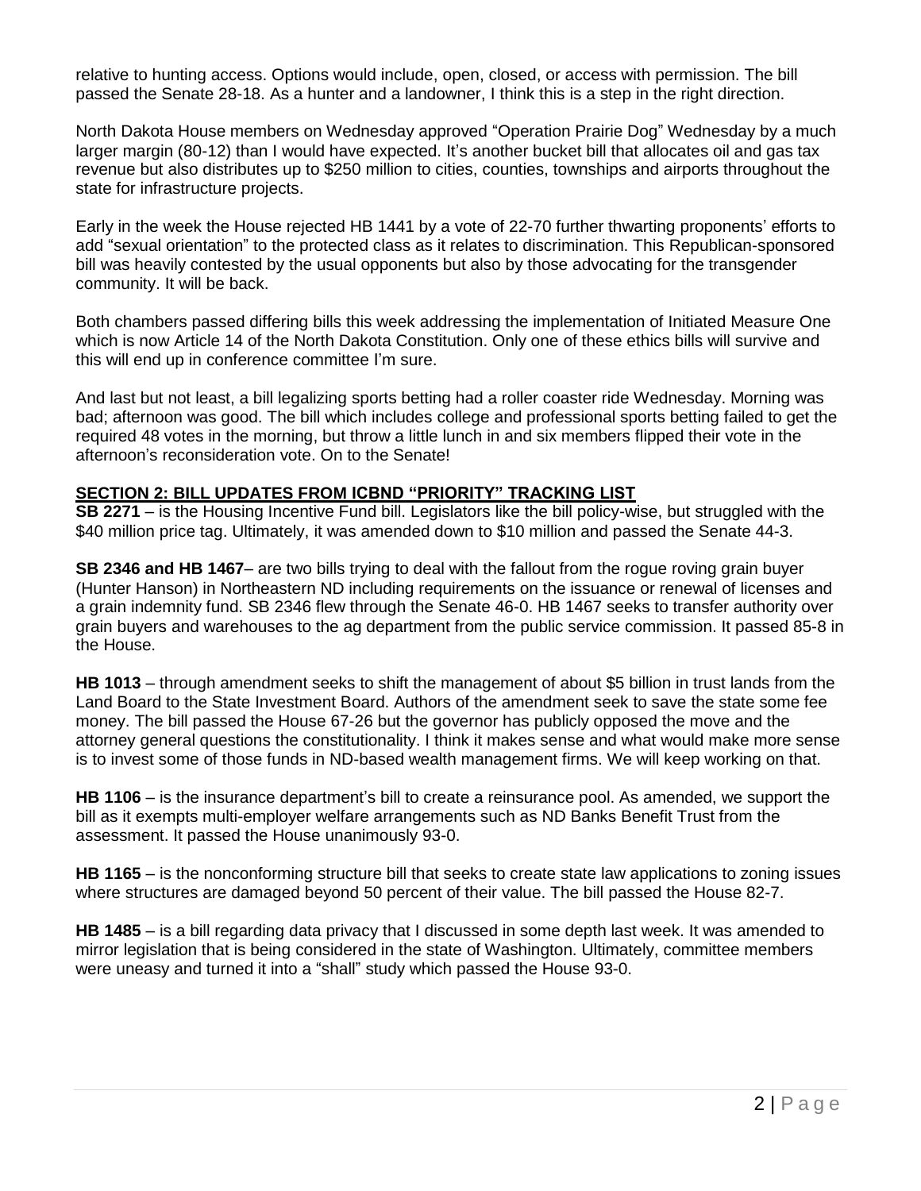relative to hunting access. Options would include, open, closed, or access with permission. The bill passed the Senate 28-18. As a hunter and a landowner, I think this is a step in the right direction.

North Dakota House members on Wednesday approved "Operation Prairie Dog" Wednesday by a much larger margin (80-12) than I would have expected. It's another bucket bill that allocates oil and gas tax revenue but also distributes up to $250 million to cities, counties, townships and airports throughout the state for infrastructure projects.

Early in the week the House rejected HB 1441 by a vote of 22-70 further thwarting proponents' efforts to add "sexual orientation" to the protected class as it relates to discrimination. This Republican-sponsored bill was heavily contested by the usual opponents but also by those advocating for the transgender community. It will be back.

Both chambers passed differing bills this week addressing the implementation of Initiated Measure One which is now Article 14 of the North Dakota Constitution. Only one of these ethics bills will survive and this will end up in conference committee I'm sure.

And last but not least, a bill legalizing sports betting had a roller coaster ride Wednesday. Morning was bad; afternoon was good. The bill which includes college and professional sports betting failed to get the required 48 votes in the morning, but throw a little lunch in and six members flipped their vote in the afternoon's reconsideration vote. On to the Senate!

## SECTION 2: BILL UPDATES FROM ICBND "PRIORITY" TRACKING LIST

**SB 2271** – is the Housing Incentive Fund bill. Legislators like the bill policy-wise, but struggled with the $40 million price tag. Ultimately, it was amended down to $10 million and passed the Senate 44-3.

**SB 2346 and HB 1467**– are two bills trying to deal with the fallout from the rogue roving grain buyer (Hunter Hanson) in Northeastern ND including requirements on the issuance or renewal of licenses and a grain indemnity fund. SB 2346 flew through the Senate 46-0. HB 1467 seeks to transfer authority over grain buyers and warehouses to the ag department from the public service commission. It passed 85-8 in the House.

**HB 1013** – through amendment seeks to shift the management of about $5 billion in trust lands from the Land Board to the State Investment Board. Authors of the amendment seek to save the state some fee money. The bill passed the House 67-26 but the governor has publicly opposed the move and the attorney general questions the constitutionality. I think it makes sense and what would make more sense is to invest some of those funds in ND-based wealth management firms. We will keep working on that.

**HB 1106** – is the insurance department's bill to create a reinsurance pool. As amended, we support the bill as it exempts multi-employer welfare arrangements such as ND Banks Benefit Trust from the assessment. It passed the House unanimously 93-0.

**HB 1165** – is the nonconforming structure bill that seeks to create state law applications to zoning issues where structures are damaged beyond 50 percent of their value. The bill passed the House 82-7.

**HB 1485** – is a bill regarding data privacy that I discussed in some depth last week. It was amended to mirror legislation that is being considered in the state of Washington. Ultimately, committee members were uneasy and turned it into a "shall" study which passed the House 93-0.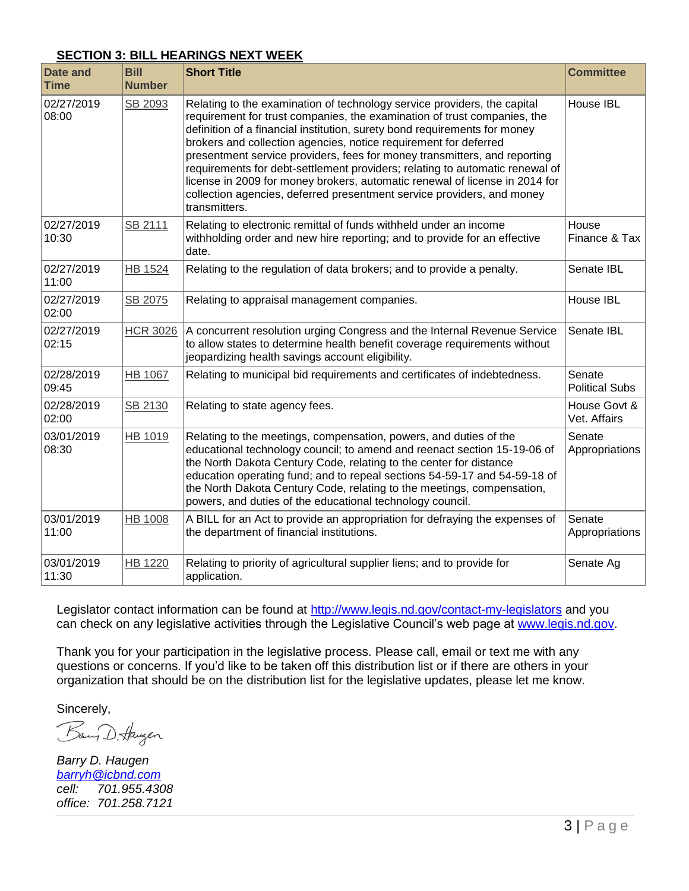## SECTION 3: BILL HEARINGS NEXT WEEK

| Date and Time | Bill Number | Short Title | Committee |
|---|---|---|---|
| 02/27/2019 08:00 | SB 2093 | Relating to the examination of technology service providers, the capital requirement for trust companies, the examination of trust companies, the definition of a financial institution, surety bond requirements for money brokers and collection agencies, notice requirement for deferred presentment service providers, fees for money transmitters, and reporting requirements for debt-settlement providers; relating to automatic renewal of license in 2009 for money brokers, automatic renewal of license in 2014 for collection agencies, deferred presentment service providers, and money transmitters. | House IBL |
| 02/27/2019 10:30 | SB 2111 | Relating to electronic remittal of funds withheld under an income withholding order and new hire reporting; and to provide for an effective date. | House Finance & Tax |
| 02/27/2019 11:00 | HB 1524 | Relating to the regulation of data brokers; and to provide a penalty. | Senate IBL |
| 02/27/2019 02:00 | SB 2075 | Relating to appraisal management companies. | House IBL |
| 02/27/2019 02:15 | HCR 3026 | A concurrent resolution urging Congress and the Internal Revenue Service to allow states to determine health benefit coverage requirements without jeopardizing health savings account eligibility. | Senate IBL |
| 02/28/2019 09:45 | HB 1067 | Relating to municipal bid requirements and certificates of indebtedness. | Senate Political Subs |
| 02/28/2019 02:00 | SB 2130 | Relating to state agency fees. | House Govt & Vet. Affairs |
| 03/01/2019 08:30 | HB 1019 | Relating to the meetings, compensation, powers, and duties of the educational technology council; to amend and reenact section 15-19-06 of the North Dakota Century Code, relating to the center for distance education operating fund; and to repeal sections 54-59-17 and 54-59-18 of the North Dakota Century Code, relating to the meetings, compensation, powers, and duties of the educational technology council. | Senate Appropriations |
| 03/01/2019 11:00 | HB 1008 | A BILL for an Act to provide an appropriation for defraying the expenses of the department of financial institutions. | Senate Appropriations |
| 03/01/2019 11:30 | HB 1220 | Relating to priority of agricultural supplier liens; and to provide for application. | Senate Ag |

Legislator contact information can be found at http://www.legis.nd.gov/contact-my-legislators and you can check on any legislative activities through the Legislative Council's web page at www.legis.nd.gov.

Thank you for your participation in the legislative process. Please call, email or text me with any questions or concerns. If you'd like to be taken off this distribution list or if there are others in your organization that should be on the distribution list for the legislative updates, please let me know.

Sincerely,

*Barry D. Haugen*
*barryh@icbnd.com*
*cell: 701.955.4308*
*office: 701.258.7121*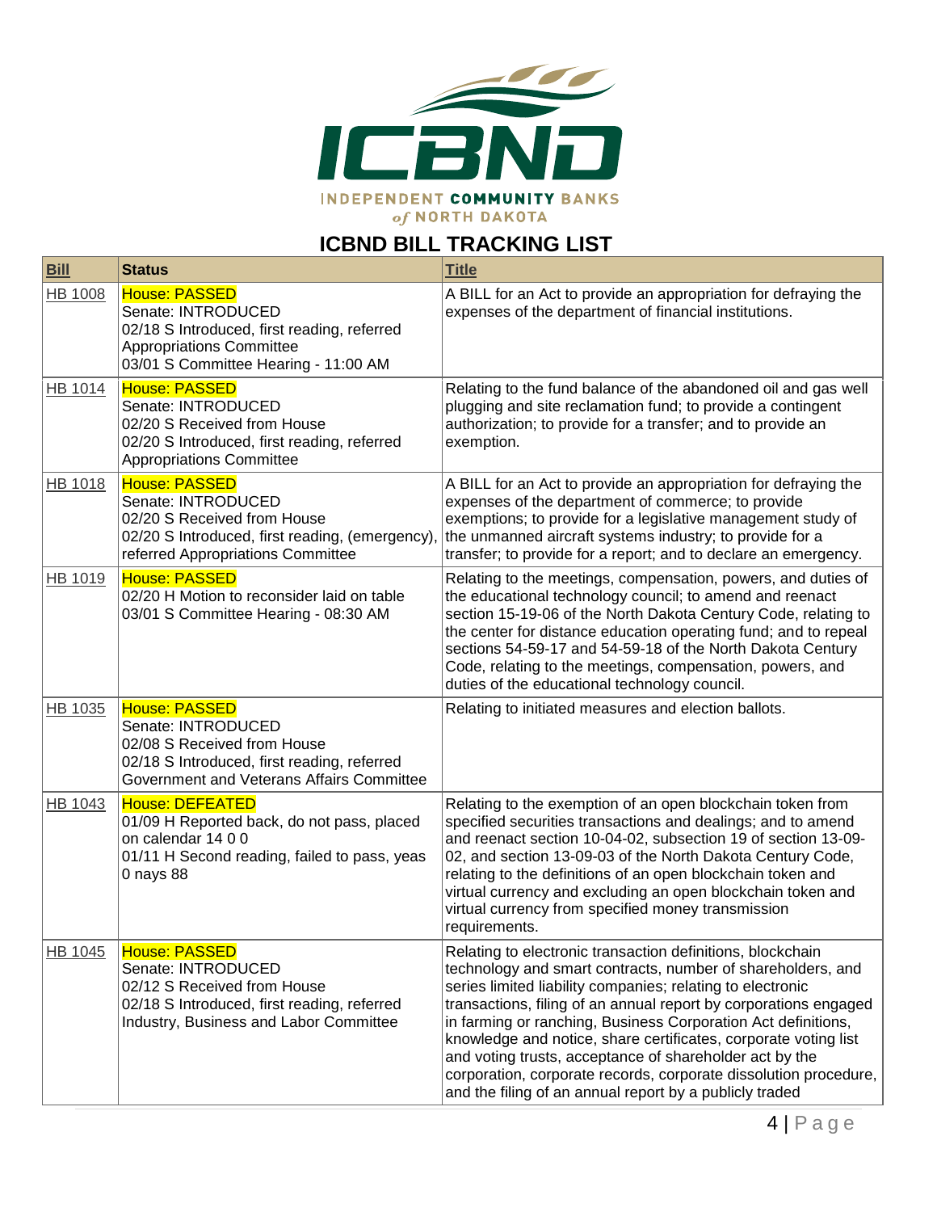# ICBND BILL TRACKING LIST

| Bill | Status | Title |
|---|---|---|
| HB 1008 | House: PASSED<br>Senate: INTRODUCED<br>02/18 S Introduced, first reading, referred Appropriations Committee<br>03/01 S Committee Hearing - 11:00 AM | A BILL for an Act to provide an appropriation for defraying the expenses of the department of financial institutions. |
| HB 1014 | House: PASSED<br>Senate: INTRODUCED<br>02/20 S Received from House<br>02/20 S Introduced, first reading, referred Appropriations Committee | Relating to the fund balance of the abandoned oil and gas well plugging and site reclamation fund; to provide a contingent authorization; to provide for a transfer; and to provide an exemption. |
| HB 1018 | House: PASSED<br>Senate: INTRODUCED<br>02/20 S Received from House<br>02/20 S Introduced, first reading, (emergency), referred Appropriations Committee | A BILL for an Act to provide an appropriation for defraying the expenses of the department of commerce; to provide exemptions; to provide for a legislative management study of the unmanned aircraft systems industry; to provide for a transfer; to provide for a report; and to declare an emergency. |
| HB 1019 | House: PASSED<br>02/20 H Motion to reconsider laid on table<br>03/01 S Committee Hearing - 08:30 AM | Relating to the meetings, compensation, powers, and duties of the educational technology council; to amend and reenact section 15-19-06 of the North Dakota Century Code, relating to the center for distance education operating fund; and to repeal sections 54-59-17 and 54-59-18 of the North Dakota Century Code, relating to the meetings, compensation, powers, and duties of the educational technology council. |
| HB 1035 | House: PASSED<br>Senate: INTRODUCED<br>02/08 S Received from House<br>02/18 S Introduced, first reading, referred Government and Veterans Affairs Committee | Relating to initiated measures and election ballots. |
| HB 1043 | House: DEFEATED<br>01/09 H Reported back, do not pass, placed on calendar 14 0 0<br>01/11 H Second reading, failed to pass, yeas 0 nays 88 | Relating to the exemption of an open blockchain token from specified securities transactions and dealings; and to amend and reenact section 10-04-02, subsection 19 of section 13-09-02, and section 13-09-03 of the North Dakota Century Code, relating to the definitions of an open blockchain token and virtual currency and excluding an open blockchain token and virtual currency from specified money transmission requirements. |
| HB 1045 | House: PASSED<br>Senate: INTRODUCED<br>02/12 S Received from House<br>02/18 S Introduced, first reading, referred Industry, Business and Labor Committee | Relating to electronic transaction definitions, blockchain technology and smart contracts, number of shareholders, and series limited liability companies; relating to electronic transactions, filing of an annual report by corporations engaged in farming or ranching, Business Corporation Act definitions, knowledge and notice, share certificates, corporate voting list and voting trusts, acceptance of shareholder act by the corporation, corporate records, corporate dissolution procedure, and the filing of an annual report by a publicly traded |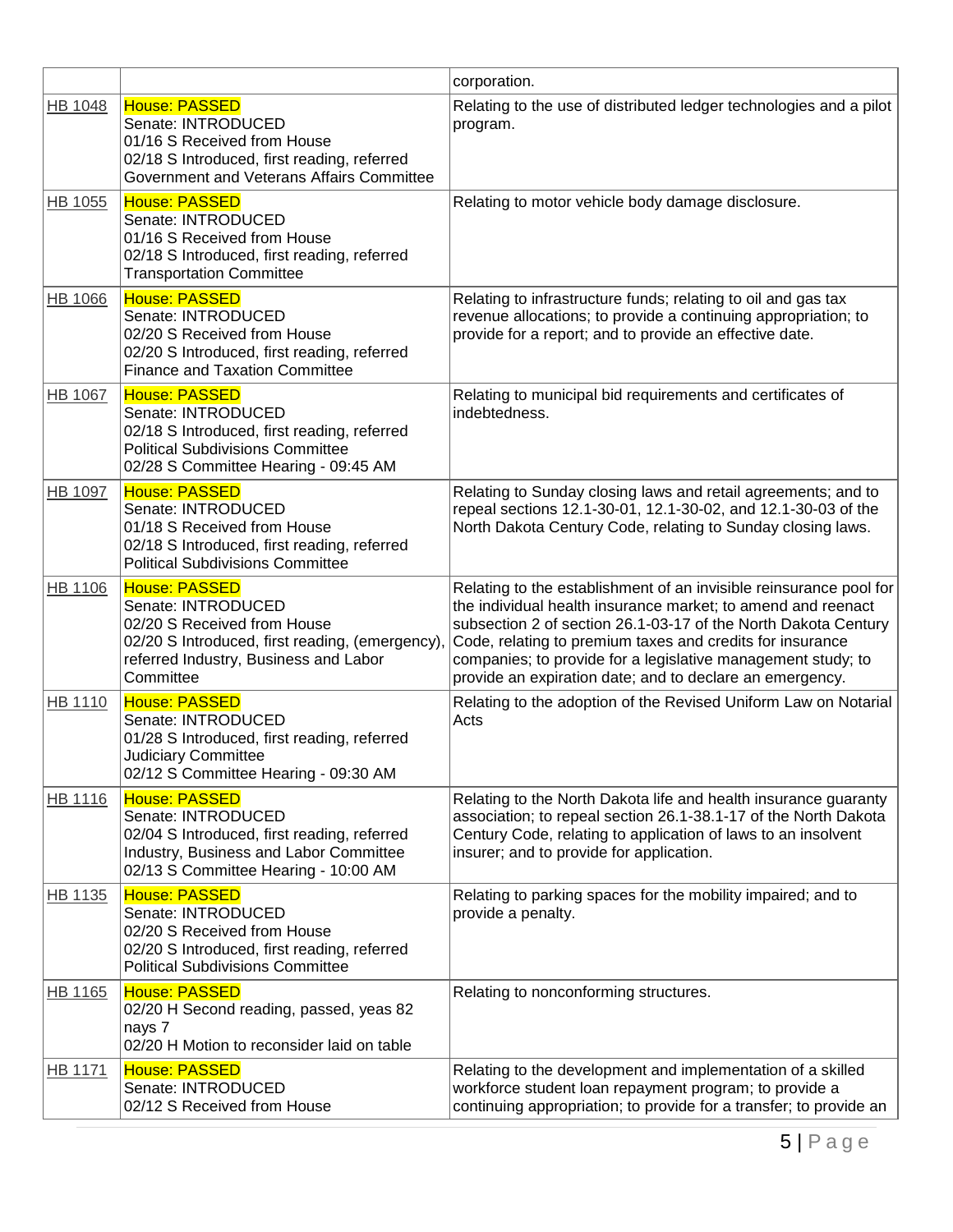| | | |
|---|---|---|
| | | corporation. |
| HB 1048 | House: PASSED<br>Senate: INTRODUCED<br>01/16 S Received from House<br>02/18 S Introduced, first reading, referred Government and Veterans Affairs Committee | Relating to the use of distributed ledger technologies and a pilot program. |
| HB 1055 | House: PASSED<br>Senate: INTRODUCED<br>01/16 S Received from House<br>02/18 S Introduced, first reading, referred Transportation Committee | Relating to motor vehicle body damage disclosure. |
| HB 1066 | House: PASSED<br>Senate: INTRODUCED<br>02/20 S Received from House<br>02/20 S Introduced, first reading, referred Finance and Taxation Committee | Relating to infrastructure funds; relating to oil and gas tax revenue allocations; to provide a continuing appropriation; to provide for a report; and to provide an effective date. |
| HB 1067 | House: PASSED<br>Senate: INTRODUCED<br>02/18 S Introduced, first reading, referred Political Subdivisions Committee<br>02/28 S Committee Hearing - 09:45 AM | Relating to municipal bid requirements and certificates of indebtedness. |
| HB 1097 | House: PASSED<br>Senate: INTRODUCED<br>01/18 S Received from House<br>02/18 S Introduced, first reading, referred Political Subdivisions Committee | Relating to Sunday closing laws and retail agreements; and to repeal sections 12.1-30-01, 12.1-30-02, and 12.1-30-03 of the North Dakota Century Code, relating to Sunday closing laws. |
| HB 1106 | House: PASSED<br>Senate: INTRODUCED<br>02/20 S Received from House<br>02/20 S Introduced, first reading, (emergency), referred Industry, Business and Labor Committee | Relating to the establishment of an invisible reinsurance pool for the individual health insurance market; to amend and reenact subsection 2 of section 26.1-03-17 of the North Dakota Century Code, relating to premium taxes and credits for insurance companies; to provide for a legislative management study; to provide an expiration date; and to declare an emergency. |
| HB 1110 | House: PASSED<br>Senate: INTRODUCED<br>01/28 S Introduced, first reading, referred Judiciary Committee<br>02/12 S Committee Hearing - 09:30 AM | Relating to the adoption of the Revised Uniform Law on Notarial Acts |
| HB 1116 | House: PASSED<br>Senate: INTRODUCED<br>02/04 S Introduced, first reading, referred Industry, Business and Labor Committee<br>02/13 S Committee Hearing - 10:00 AM | Relating to the North Dakota life and health insurance guaranty association; to repeal section 26.1-38.1-17 of the North Dakota Century Code, relating to application of laws to an insolvent insurer; and to provide for application. |
| HB 1135 | House: PASSED<br>Senate: INTRODUCED<br>02/20 S Received from House<br>02/20 S Introduced, first reading, referred Political Subdivisions Committee | Relating to parking spaces for the mobility impaired; and to provide a penalty. |
| HB 1165 | House: PASSED<br>02/20 H Second reading, passed, yeas 82 nays 7<br>02/20 H Motion to reconsider laid on table | Relating to nonconforming structures. |
| HB 1171 | House: PASSED<br>Senate: INTRODUCED<br>02/12 S Received from House | Relating to the development and implementation of a skilled workforce student loan repayment program; to provide a continuing appropriation; to provide for a transfer; to provide an |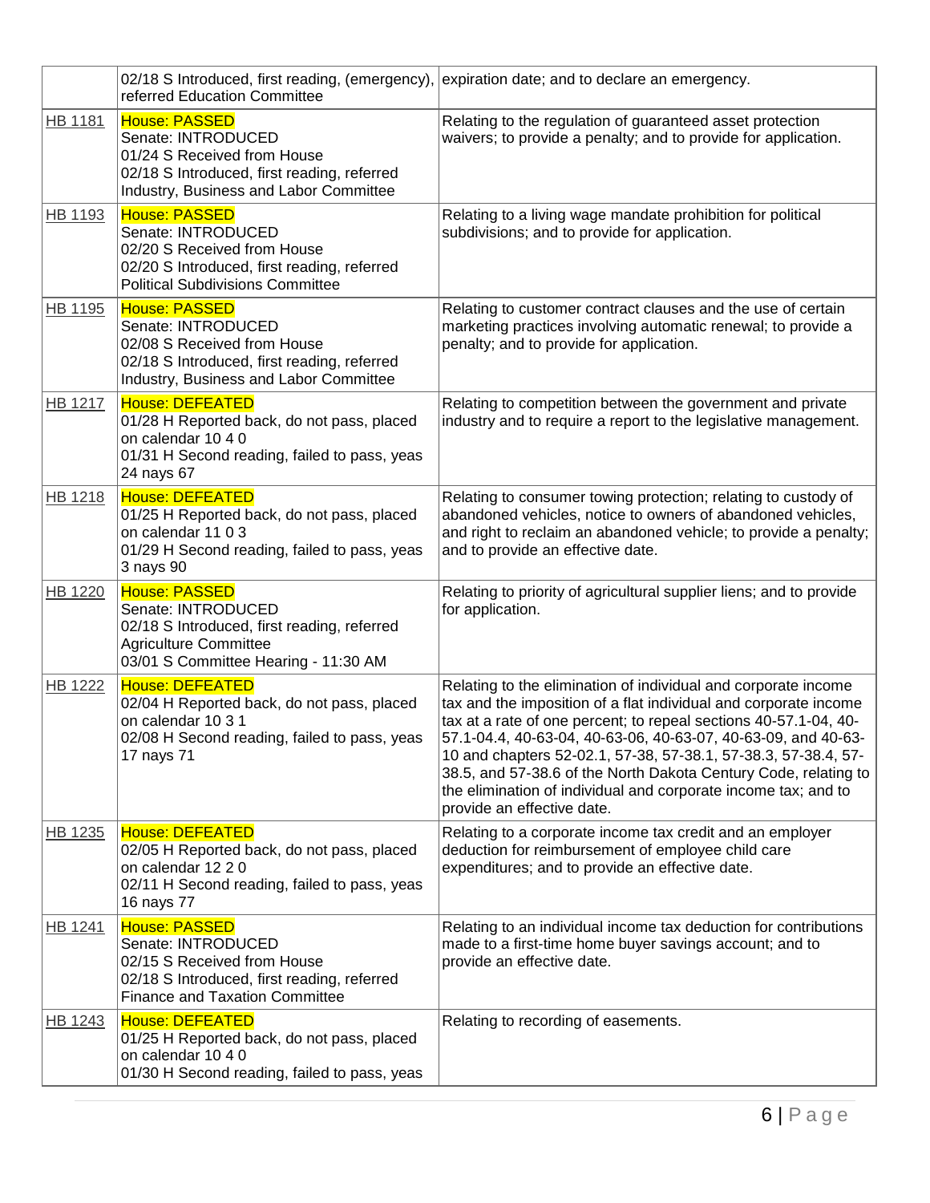| | | |
|---|---|---|
| | 02/18 S Introduced, first reading, (emergency), referred Education Committee | expiration date; and to declare an emergency. |
| HB 1181 | House: PASSED<br>Senate: INTRODUCED<br>01/24 S Received from House<br>02/18 S Introduced, first reading, referred Industry, Business and Labor Committee | Relating to the regulation of guaranteed asset protection waivers; to provide a penalty; and to provide for application. |
| HB 1193 | House: PASSED<br>Senate: INTRODUCED<br>02/20 S Received from House<br>02/20 S Introduced, first reading, referred Political Subdivisions Committee | Relating to a living wage mandate prohibition for political subdivisions; and to provide for application. |
| HB 1195 | House: PASSED<br>Senate: INTRODUCED<br>02/08 S Received from House<br>02/18 S Introduced, first reading, referred Industry, Business and Labor Committee | Relating to customer contract clauses and the use of certain marketing practices involving automatic renewal; to provide a penalty; and to provide for application. |
| HB 1217 | House: DEFEATED<br>01/28 H Reported back, do not pass, placed on calendar 10 4 0<br>01/31 H Second reading, failed to pass, yeas 24 nays 67 | Relating to competition between the government and private industry and to require a report to the legislative management. |
| HB 1218 | House: DEFEATED<br>01/25 H Reported back, do not pass, placed on calendar 11 0 3<br>01/29 H Second reading, failed to pass, yeas 3 nays 90 | Relating to consumer towing protection; relating to custody of abandoned vehicles, notice to owners of abandoned vehicles, and right to reclaim an abandoned vehicle; to provide a penalty; and to provide an effective date. |
| HB 1220 | House: PASSED<br>Senate: INTRODUCED<br>02/18 S Introduced, first reading, referred Agriculture Committee<br>03/01 S Committee Hearing - 11:30 AM | Relating to priority of agricultural supplier liens; and to provide for application. |
| HB 1222 | House: DEFEATED<br>02/04 H Reported back, do not pass, placed on calendar 10 3 1<br>02/08 H Second reading, failed to pass, yeas 17 nays 71 | Relating to the elimination of individual and corporate income tax and the imposition of a flat individual and corporate income tax at a rate of one percent; to repeal sections 40-57.1-04, 40-57.1-04.4, 40-63-04, 40-63-06, 40-63-07, 40-63-09, and 40-63-10 and chapters 52-02.1, 57-38, 57-38.1, 57-38.3, 57-38.4, 57-38.5, and 57-38.6 of the North Dakota Century Code, relating to the elimination of individual and corporate income tax; and to provide an effective date. |
| HB 1235 | House: DEFEATED<br>02/05 H Reported back, do not pass, placed on calendar 12 2 0<br>02/11 H Second reading, failed to pass, yeas 16 nays 77 | Relating to a corporate income tax credit and an employer deduction for reimbursement of employee child care expenditures; and to provide an effective date. |
| HB 1241 | House: PASSED<br>Senate: INTRODUCED<br>02/15 S Received from House<br>02/18 S Introduced, first reading, referred Finance and Taxation Committee | Relating to an individual income tax deduction for contributions made to a first-time home buyer savings account; and to provide an effective date. |
| HB 1243 | House: DEFEATED<br>01/25 H Reported back, do not pass, placed on calendar 10 4 0<br>01/30 H Second reading, failed to pass, yeas | Relating to recording of easements. |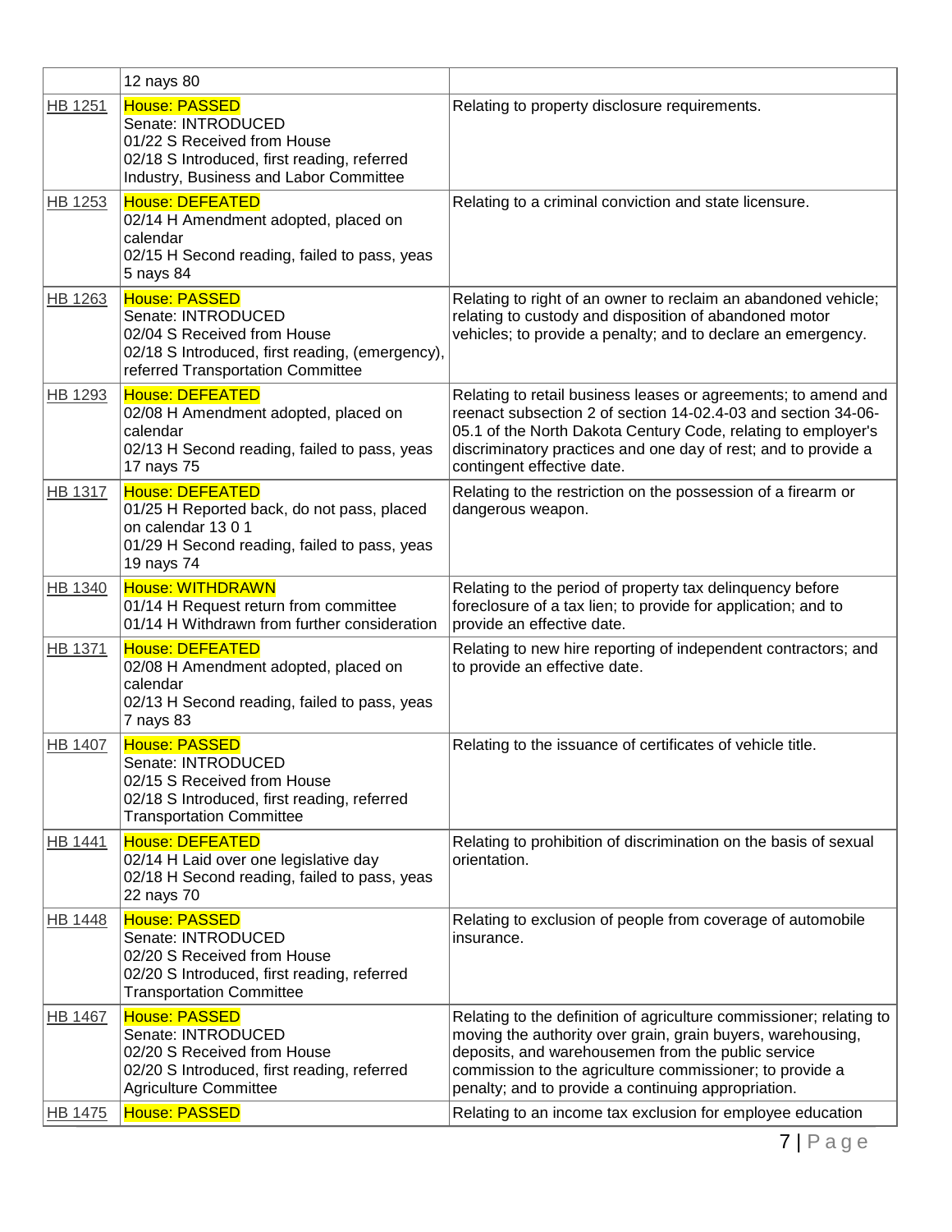| | | |
|---|---|---|
| | 12 nays 80 | |
| HB 1251 | House: PASSED<br>Senate: INTRODUCED<br>01/22 S Received from House<br>02/18 S Introduced, first reading, referred Industry, Business and Labor Committee | Relating to property disclosure requirements. |
| HB 1253 | House: DEFEATED<br>02/14 H Amendment adopted, placed on calendar<br>02/15 H Second reading, failed to pass, yeas 5 nays 84 | Relating to a criminal conviction and state licensure. |
| HB 1263 | House: PASSED<br>Senate: INTRODUCED<br>02/04 S Received from House<br>02/18 S Introduced, first reading, (emergency), referred Transportation Committee | Relating to right of an owner to reclaim an abandoned vehicle; relating to custody and disposition of abandoned motor vehicles; to provide a penalty; and to declare an emergency. |
| HB 1293 | House: DEFEATED<br>02/08 H Amendment adopted, placed on calendar<br>02/13 H Second reading, failed to pass, yeas 17 nays 75 | Relating to retail business leases or agreements; to amend and reenact subsection 2 of section 14-02.4-03 and section 34-06-05.1 of the North Dakota Century Code, relating to employer's discriminatory practices and one day of rest; and to provide a contingent effective date. |
| HB 1317 | House: DEFEATED<br>01/25 H Reported back, do not pass, placed on calendar 13 0 1<br>01/29 H Second reading, failed to pass, yeas 19 nays 74 | Relating to the restriction on the possession of a firearm or dangerous weapon. |
| HB 1340 | House: WITHDRAWN<br>01/14 H Request return from committee<br>01/14 H Withdrawn from further consideration | Relating to the period of property tax delinquency before foreclosure of a tax lien; to provide for application; and to provide an effective date. |
| HB 1371 | House: DEFEATED<br>02/08 H Amendment adopted, placed on calendar<br>02/13 H Second reading, failed to pass, yeas 7 nays 83 | Relating to new hire reporting of independent contractors; and to provide an effective date. |
| HB 1407 | House: PASSED<br>Senate: INTRODUCED<br>02/15 S Received from House<br>02/18 S Introduced, first reading, referred Transportation Committee | Relating to the issuance of certificates of vehicle title. |
| HB 1441 | House: DEFEATED<br>02/14 H Laid over one legislative day<br>02/18 H Second reading, failed to pass, yeas 22 nays 70 | Relating to prohibition of discrimination on the basis of sexual orientation. |
| HB 1448 | House: PASSED<br>Senate: INTRODUCED<br>02/20 S Received from House<br>02/20 S Introduced, first reading, referred Transportation Committee | Relating to exclusion of people from coverage of automobile insurance. |
| HB 1467 | House: PASSED<br>Senate: INTRODUCED<br>02/20 S Received from House<br>02/20 S Introduced, first reading, referred Agriculture Committee | Relating to the definition of agriculture commissioner; relating to moving the authority over grain, grain buyers, warehousing, deposits, and warehousemen from the public service commission to the agriculture commissioner; to provide a penalty; and to provide a continuing appropriation. |
| HB 1475 | House: PASSED | Relating to an income tax exclusion for employee education |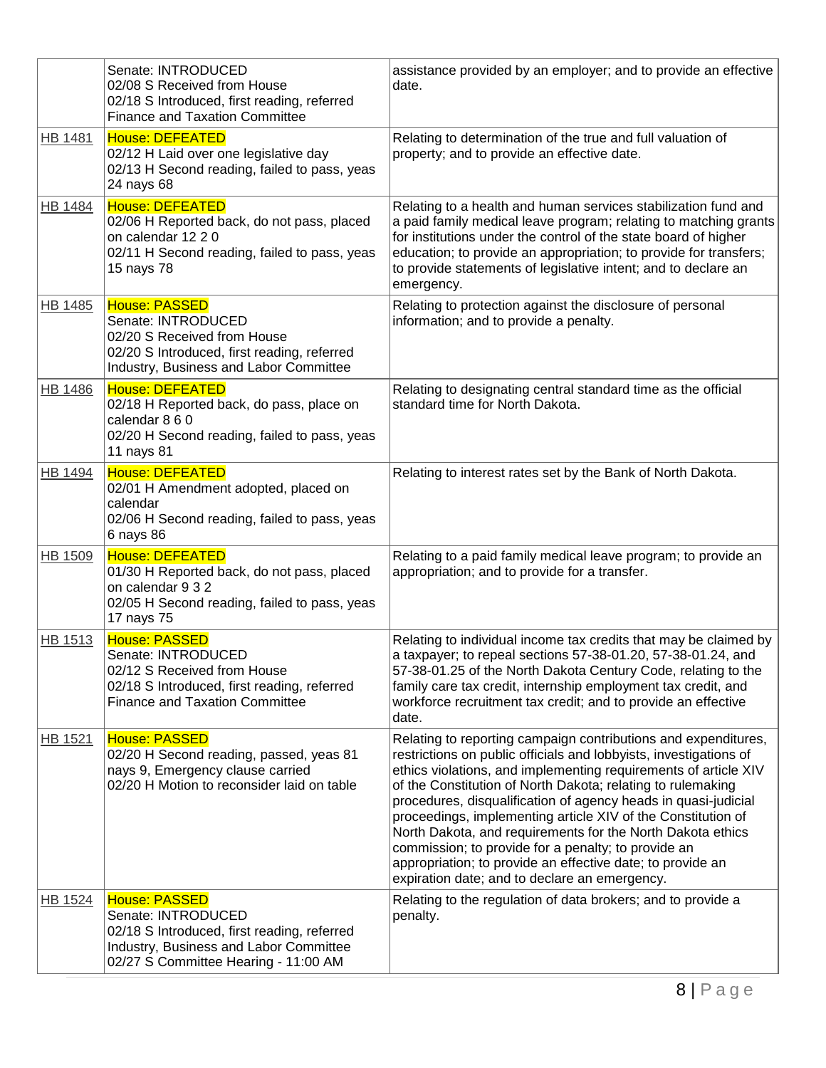| | | |
|---|---|---|
| | Senate: INTRODUCED<br>02/08 S Received from House<br>02/18 S Introduced, first reading, referred Finance and Taxation Committee | assistance provided by an employer; and to provide an effective date. |
| HB 1481 | House: DEFEATED<br>02/12 H Laid over one legislative day<br>02/13 H Second reading, failed to pass, yeas 24 nays 68 | Relating to determination of the true and full valuation of property; and to provide an effective date. |
| HB 1484 | House: DEFEATED<br>02/06 H Reported back, do not pass, placed on calendar 12 2 0<br>02/11 H Second reading, failed to pass, yeas 15 nays 78 | Relating to a health and human services stabilization fund and a paid family medical leave program; relating to matching grants for institutions under the control of the state board of higher education; to provide an appropriation; to provide for transfers; to provide statements of legislative intent; and to declare an emergency. |
| HB 1485 | House: PASSED<br>Senate: INTRODUCED<br>02/20 S Received from House<br>02/20 S Introduced, first reading, referred Industry, Business and Labor Committee | Relating to protection against the disclosure of personal information; and to provide a penalty. |
| HB 1486 | House: DEFEATED<br>02/18 H Reported back, do pass, place on calendar 8 6 0<br>02/20 H Second reading, failed to pass, yeas 11 nays 81 | Relating to designating central standard time as the official standard time for North Dakota. |
| HB 1494 | House: DEFEATED<br>02/01 H Amendment adopted, placed on calendar<br>02/06 H Second reading, failed to pass, yeas 6 nays 86 | Relating to interest rates set by the Bank of North Dakota. |
| HB 1509 | House: DEFEATED<br>01/30 H Reported back, do not pass, placed on calendar 9 3 2<br>02/05 H Second reading, failed to pass, yeas 17 nays 75 | Relating to a paid family medical leave program; to provide an appropriation; and to provide for a transfer. |
| HB 1513 | House: PASSED<br>Senate: INTRODUCED<br>02/12 S Received from House<br>02/18 S Introduced, first reading, referred Finance and Taxation Committee | Relating to individual income tax credits that may be claimed by a taxpayer; to repeal sections 57-38-01.20, 57-38-01.24, and 57-38-01.25 of the North Dakota Century Code, relating to the family care tax credit, internship employment tax credit, and workforce recruitment tax credit; and to provide an effective date. |
| HB 1521 | House: PASSED<br>02/20 H Second reading, passed, yeas 81 nays 9, Emergency clause carried<br>02/20 H Motion to reconsider laid on table | Relating to reporting campaign contributions and expenditures, restrictions on public officials and lobbyists, investigations of ethics violations, and implementing requirements of article XIV of the Constitution of North Dakota; relating to rulemaking procedures, disqualification of agency heads in quasi-judicial proceedings, implementing article XIV of the Constitution of North Dakota, and requirements for the North Dakota ethics commission; to provide for a penalty; to provide an appropriation; to provide an effective date; to provide an expiration date; and to declare an emergency. |
| HB 1524 | House: PASSED<br>Senate: INTRODUCED<br>02/18 S Introduced, first reading, referred Industry, Business and Labor Committee<br>02/27 S Committee Hearing - 11:00 AM | Relating to the regulation of data brokers; and to provide a penalty. |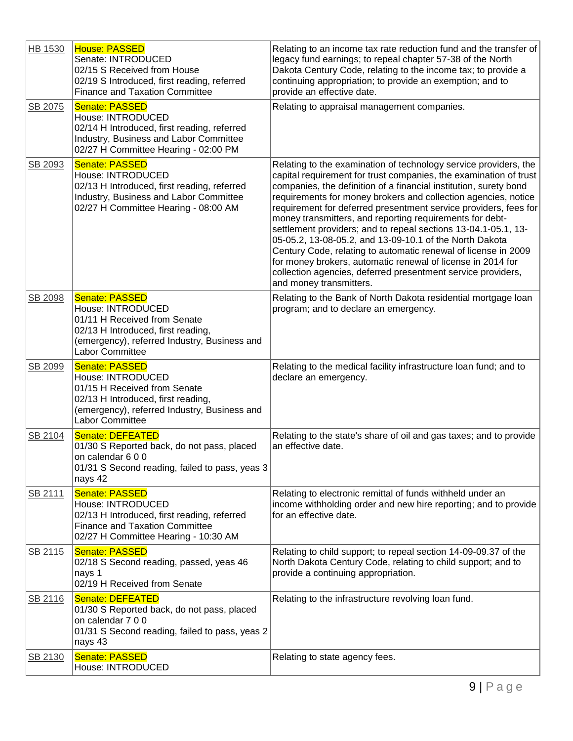| | | |
|---|---|---|
| HB 1530 | House: PASSED<br>Senate: INTRODUCED<br>02/15 S Received from House<br>02/19 S Introduced, first reading, referred Finance and Taxation Committee | Relating to an income tax rate reduction fund and the transfer of legacy fund earnings; to repeal chapter 57-38 of the North Dakota Century Code, relating to the income tax; to provide a continuing appropriation; to provide an exemption; and to provide an effective date. |
| SB 2075 | Senate: PASSED<br>House: INTRODUCED<br>02/14 H Introduced, first reading, referred Industry, Business and Labor Committee<br>02/27 H Committee Hearing - 02:00 PM | Relating to appraisal management companies. |
| SB 2093 | Senate: PASSED<br>House: INTRODUCED<br>02/13 H Introduced, first reading, referred Industry, Business and Labor Committee<br>02/27 H Committee Hearing - 08:00 AM | Relating to the examination of technology service providers, the capital requirement for trust companies, the examination of trust companies, the definition of a financial institution, surety bond requirements for money brokers and collection agencies, notice requirement for deferred presentment service providers, fees for money transmitters, and reporting requirements for debt-settlement providers; and to repeal sections 13-04.1-05.1, 13-05-05.2, 13-08-05.2, and 13-09-10.1 of the North Dakota Century Code, relating to automatic renewal of license in 2009 for money brokers, automatic renewal of license in 2014 for collection agencies, deferred presentment service providers, and money transmitters. |
| SB 2098 | Senate: PASSED<br>House: INTRODUCED<br>01/11 H Received from Senate<br>02/13 H Introduced, first reading, (emergency), referred Industry, Business and Labor Committee | Relating to the Bank of North Dakota residential mortgage loan program; and to declare an emergency. |
| SB 2099 | Senate: PASSED<br>House: INTRODUCED<br>01/15 H Received from Senate<br>02/13 H Introduced, first reading, (emergency), referred Industry, Business and Labor Committee | Relating to the medical facility infrastructure loan fund; and to declare an emergency. |
| SB 2104 | Senate: DEFEATED<br>01/30 S Reported back, do not pass, placed on calendar 6 0 0<br>01/31 S Second reading, failed to pass, yeas 3 nays 42 | Relating to the state's share of oil and gas taxes; and to provide an effective date. |
| SB 2111 | Senate: PASSED<br>House: INTRODUCED<br>02/13 H Introduced, first reading, referred Finance and Taxation Committee<br>02/27 H Committee Hearing - 10:30 AM | Relating to electronic remittal of funds withheld under an income withholding order and new hire reporting; and to provide for an effective date. |
| SB 2115 | Senate: PASSED<br>02/18 S Second reading, passed, yeas 46 nays 1<br>02/19 H Received from Senate | Relating to child support; to repeal section 14-09-09.37 of the North Dakota Century Code, relating to child support; and to provide a continuing appropriation. |
| SB 2116 | Senate: DEFEATED<br>01/30 S Reported back, do not pass, placed on calendar 7 0 0<br>01/31 S Second reading, failed to pass, yeas 2 nays 43 | Relating to the infrastructure revolving loan fund. |
| SB 2130 | Senate: PASSED<br>House: INTRODUCED | Relating to state agency fees. |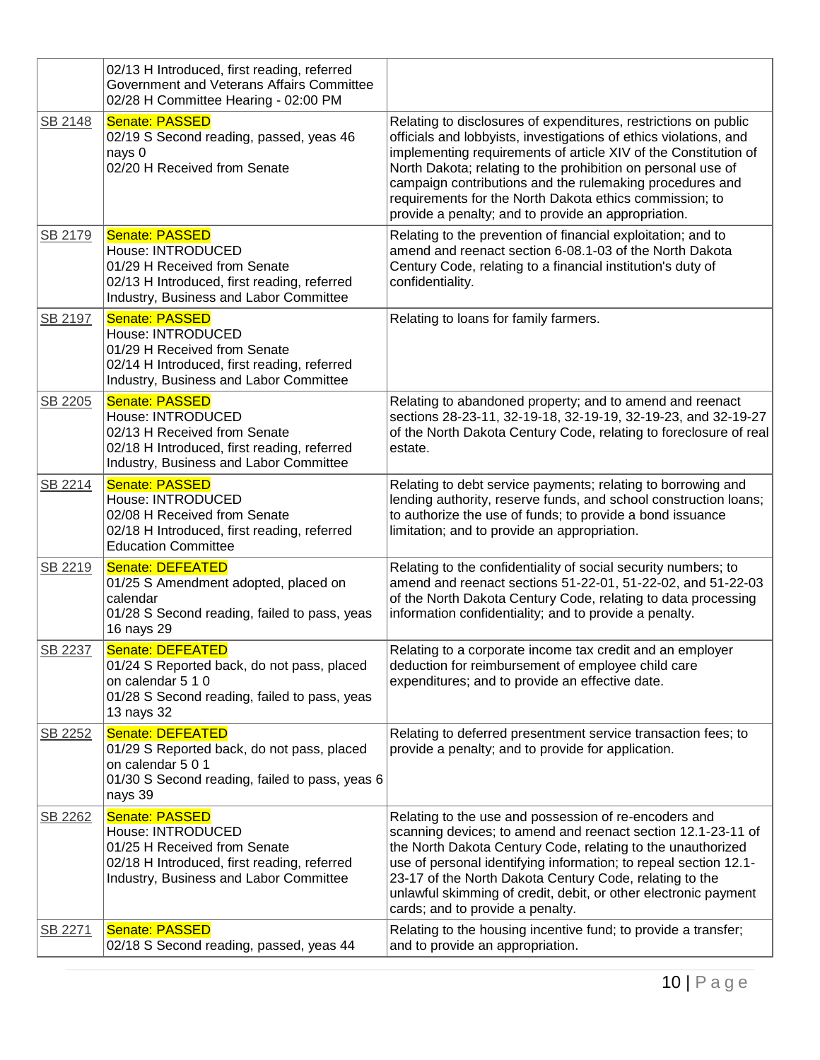| | | |
|---|---|---|
| | 02/13 H Introduced, first reading, referred Government and Veterans Affairs Committee<br>02/28 H Committee Hearing - 02:00 PM | |
| SB 2148 | Senate: PASSED<br>02/19 S Second reading, passed, yeas 46 nays 0<br>02/20 H Received from Senate | Relating to disclosures of expenditures, restrictions on public officials and lobbyists, investigations of ethics violations, and implementing requirements of article XIV of the Constitution of North Dakota; relating to the prohibition on personal use of campaign contributions and the rulemaking procedures and requirements for the North Dakota ethics commission; to provide a penalty; and to provide an appropriation. |
| SB 2179 | Senate: PASSED<br>House: INTRODUCED<br>01/29 H Received from Senate<br>02/13 H Introduced, first reading, referred Industry, Business and Labor Committee | Relating to the prevention of financial exploitation; and to amend and reenact section 6-08.1-03 of the North Dakota Century Code, relating to a financial institution's duty of confidentiality. |
| SB 2197 | Senate: PASSED<br>House: INTRODUCED<br>01/29 H Received from Senate<br>02/14 H Introduced, first reading, referred Industry, Business and Labor Committee | Relating to loans for family farmers. |
| SB 2205 | Senate: PASSED<br>House: INTRODUCED<br>02/13 H Received from Senate<br>02/18 H Introduced, first reading, referred Industry, Business and Labor Committee | Relating to abandoned property; and to amend and reenact sections 28-23-11, 32-19-18, 32-19-19, 32-19-23, and 32-19-27 of the North Dakota Century Code, relating to foreclosure of real estate. |
| SB 2214 | Senate: PASSED<br>House: INTRODUCED<br>02/08 H Received from Senate<br>02/18 H Introduced, first reading, referred Education Committee | Relating to debt service payments; relating to borrowing and lending authority, reserve funds, and school construction loans; to authorize the use of funds; to provide a bond issuance limitation; and to provide an appropriation. |
| SB 2219 | Senate: DEFEATED<br>01/25 S Amendment adopted, placed on calendar<br>01/28 S Second reading, failed to pass, yeas 16 nays 29 | Relating to the confidentiality of social security numbers; to amend and reenact sections 51-22-01, 51-22-02, and 51-22-03 of the North Dakota Century Code, relating to data processing information confidentiality; and to provide a penalty. |
| SB 2237 | Senate: DEFEATED<br>01/24 S Reported back, do not pass, placed on calendar 5 1 0<br>01/28 S Second reading, failed to pass, yeas 13 nays 32 | Relating to a corporate income tax credit and an employer deduction for reimbursement of employee child care expenditures; and to provide an effective date. |
| SB 2252 | Senate: DEFEATED<br>01/29 S Reported back, do not pass, placed on calendar 5 0 1<br>01/30 S Second reading, failed to pass, yeas 6 nays 39 | Relating to deferred presentment service transaction fees; to provide a penalty; and to provide for application. |
| SB 2262 | Senate: PASSED<br>House: INTRODUCED<br>01/25 H Received from Senate<br>02/18 H Introduced, first reading, referred Industry, Business and Labor Committee | Relating to the use and possession of re-encoders and scanning devices; to amend and reenact section 12.1-23-11 of the North Dakota Century Code, relating to the unauthorized use of personal identifying information; to repeal section 12.1-23-17 of the North Dakota Century Code, relating to the unlawful skimming of credit, debit, or other electronic payment cards; and to provide a penalty. |
| SB 2271 | Senate: PASSED<br>02/18 S Second reading, passed, yeas 44 | Relating to the housing incentive fund; to provide a transfer; and to provide an appropriation. |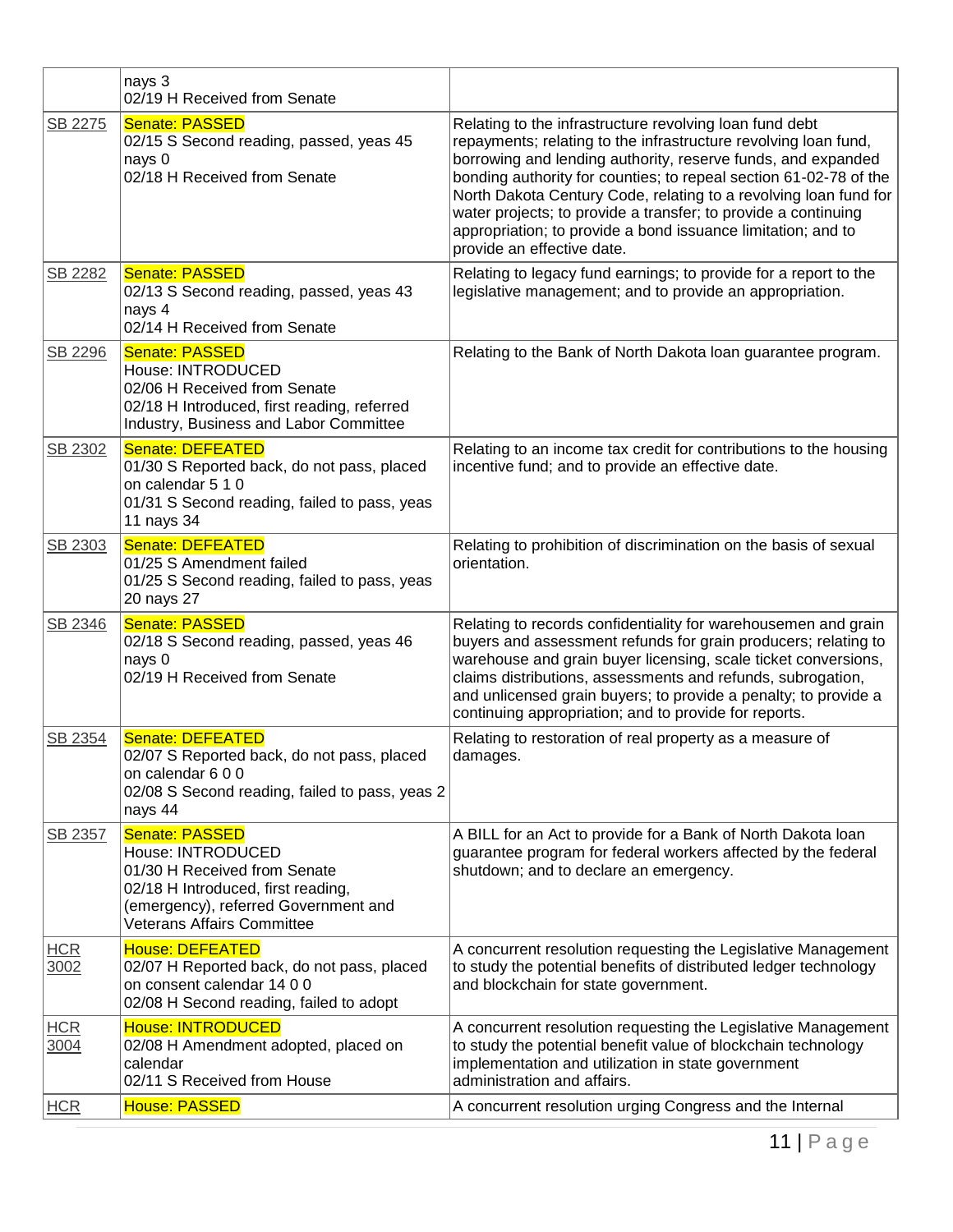| | | |
|---|---|---|
| | nays 3<br>02/19 H Received from Senate | |
| SB 2275 | Senate: PASSED<br>02/15 S Second reading, passed, yeas 45 nays 0<br>02/18 H Received from Senate | Relating to the infrastructure revolving loan fund debt repayments; relating to the infrastructure revolving loan fund, borrowing and lending authority, reserve funds, and expanded bonding authority for counties; to repeal section 61-02-78 of the North Dakota Century Code, relating to a revolving loan fund for water projects; to provide a transfer; to provide a continuing appropriation; to provide a bond issuance limitation; and to provide an effective date. |
| SB 2282 | Senate: PASSED<br>02/13 S Second reading, passed, yeas 43 nays 4<br>02/14 H Received from Senate | Relating to legacy fund earnings; to provide for a report to the legislative management; and to provide an appropriation. |
| SB 2296 | Senate: PASSED<br>House: INTRODUCED<br>02/06 H Received from Senate<br>02/18 H Introduced, first reading, referred Industry, Business and Labor Committee | Relating to the Bank of North Dakota loan guarantee program. |
| SB 2302 | Senate: DEFEATED<br>01/30 S Reported back, do not pass, placed on calendar 5 1 0<br>01/31 S Second reading, failed to pass, yeas 11 nays 34 | Relating to an income tax credit for contributions to the housing incentive fund; and to provide an effective date. |
| SB 2303 | Senate: DEFEATED<br>01/25 S Amendment failed<br>01/25 S Second reading, failed to pass, yeas 20 nays 27 | Relating to prohibition of discrimination on the basis of sexual orientation. |
| SB 2346 | Senate: PASSED<br>02/18 S Second reading, passed, yeas 46 nays 0<br>02/19 H Received from Senate | Relating to records confidentiality for warehousemen and grain buyers and assessment refunds for grain producers; relating to warehouse and grain buyer licensing, scale ticket conversions, claims distributions, assessments and refunds, subrogation, and unlicensed grain buyers; to provide a penalty; to provide a continuing appropriation; and to provide for reports. |
| SB 2354 | Senate: DEFEATED<br>02/07 S Reported back, do not pass, placed on calendar 6 0 0<br>02/08 S Second reading, failed to pass, yeas 2 nays 44 | Relating to restoration of real property as a measure of damages. |
| SB 2357 | Senate: PASSED<br>House: INTRODUCED<br>01/30 H Received from Senate<br>02/18 H Introduced, first reading, (emergency), referred Government and Veterans Affairs Committee | A BILL for an Act to provide for a Bank of North Dakota loan guarantee program for federal workers affected by the federal shutdown; and to declare an emergency. |
| HCR 3002 | House: DEFEATED<br>02/07 H Reported back, do not pass, placed on consent calendar 14 0 0<br>02/08 H Second reading, failed to adopt | A concurrent resolution requesting the Legislative Management to study the potential benefits of distributed ledger technology and blockchain for state government. |
| HCR 3004 | House: INTRODUCED<br>02/08 H Amendment adopted, placed on calendar<br>02/11 S Received from House | A concurrent resolution requesting the Legislative Management to study the potential benefit value of blockchain technology implementation and utilization in state government administration and affairs. |
| HCR | House: PASSED | A concurrent resolution urging Congress and the Internal |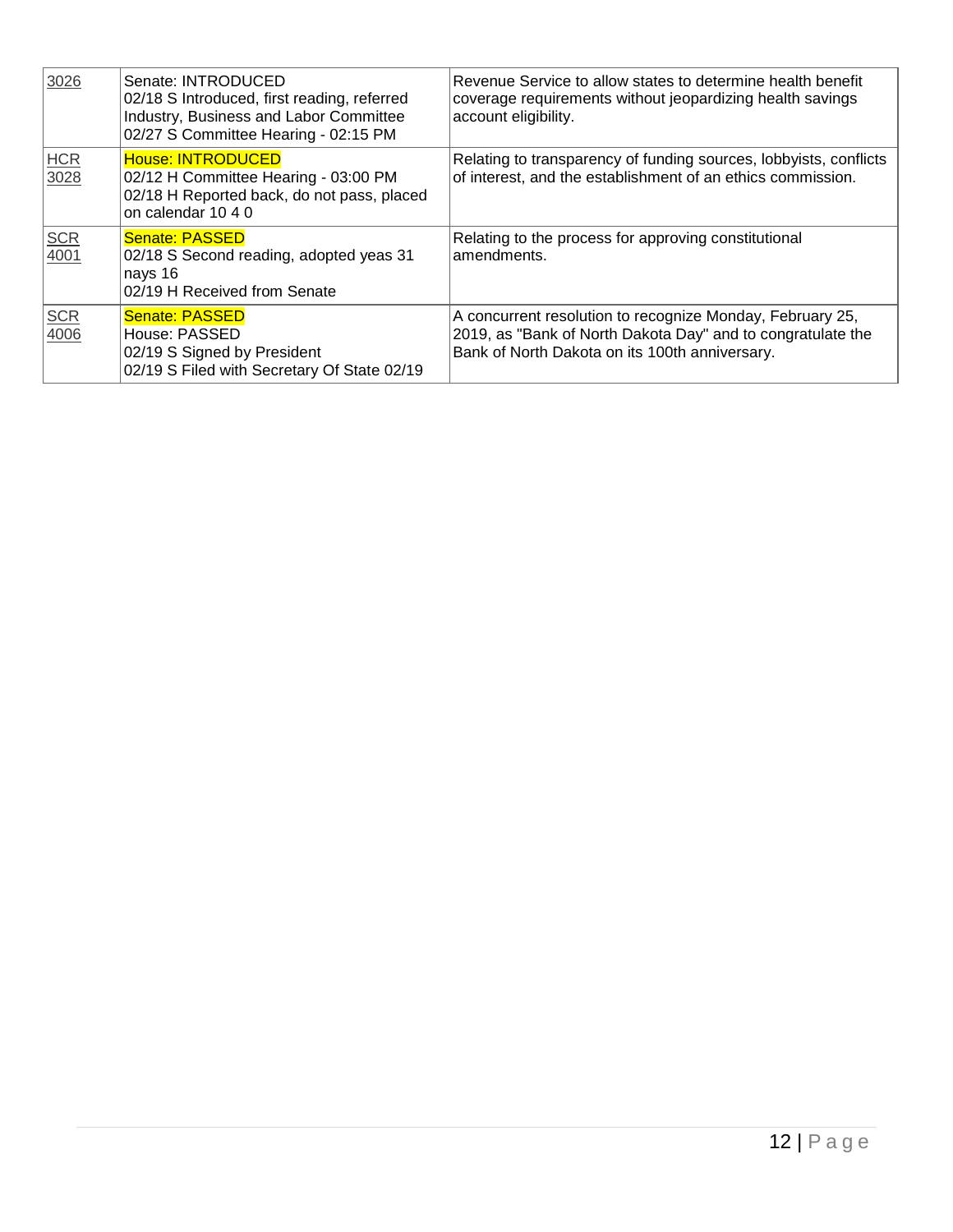| | | |
|---|---|---|
| 3026 | Senate: INTRODUCED<br>02/18 S Introduced, first reading, referred Industry, Business and Labor Committee<br>02/27 S Committee Hearing - 02:15 PM | Revenue Service to allow states to determine health benefit coverage requirements without jeopardizing health savings account eligibility. |
| HCR 3028 | House: INTRODUCED<br>02/12 H Committee Hearing - 03:00 PM<br>02/18 H Reported back, do not pass, placed on calendar 10 4 0 | Relating to transparency of funding sources, lobbyists, conflicts of interest, and the establishment of an ethics commission. |
| SCR 4001 | Senate: PASSED<br>02/18 S Second reading, adopted yeas 31 nays 16<br>02/19 H Received from Senate | Relating to the process for approving constitutional amendments. |
| SCR 4006 | Senate: PASSED<br>House: PASSED<br>02/19 S Signed by President<br>02/19 S Filed with Secretary Of State 02/19 | A concurrent resolution to recognize Monday, February 25, 2019, as "Bank of North Dakota Day" and to congratulate the Bank of North Dakota on its 100th anniversary. |